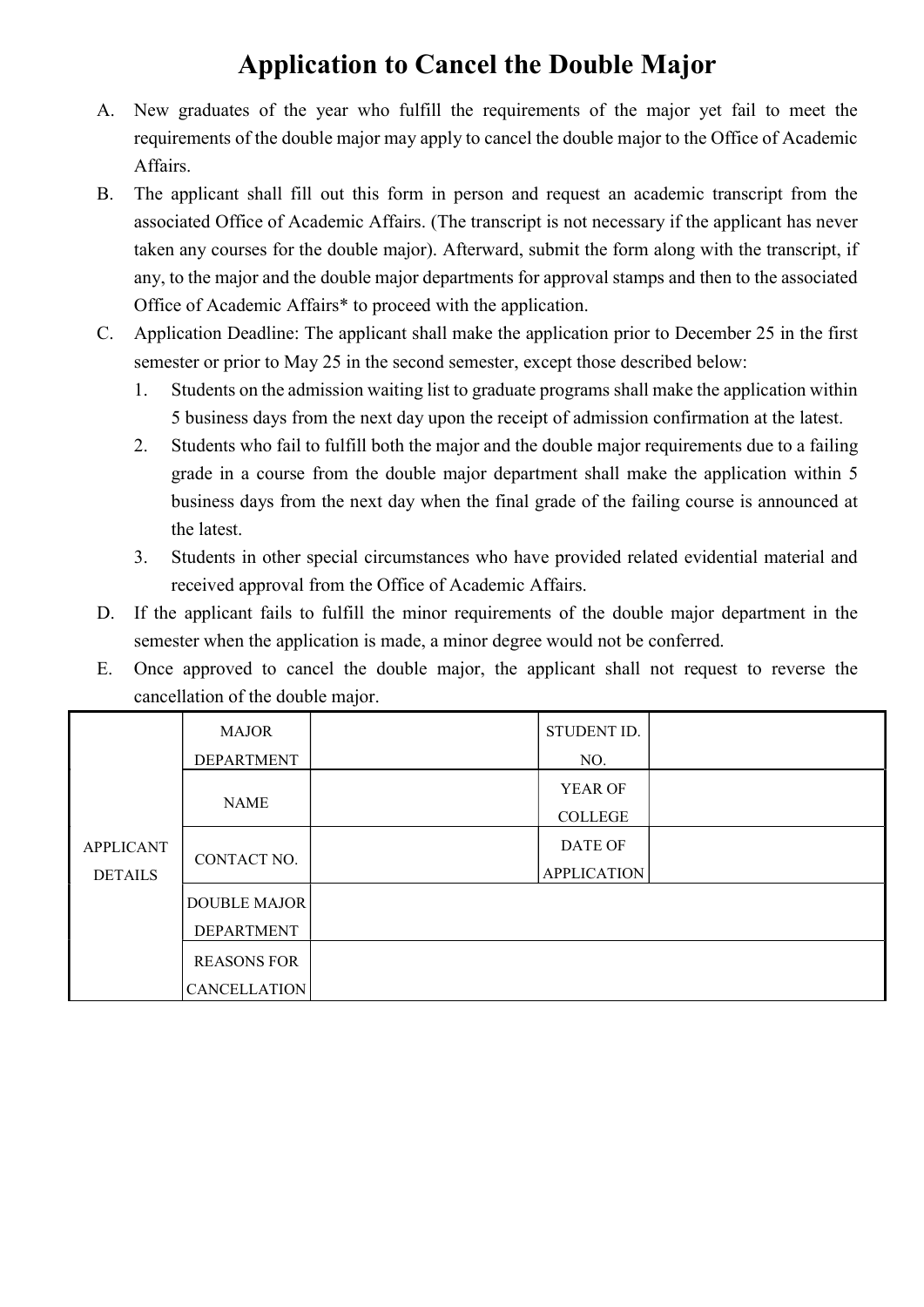# Application to Cancel the Double Major

A. New graduates of the year who fulfill the requirements of the major yet fail to meet the requirements of the double major may apply to cancel the double major to the Office of Academic Affairs.

B. The applicant shall fill out this form in person and request an academic transcript from the associated Office of Academic Affairs. (The transcript is not necessary if the applicant has never taken any courses for the double major). Afterward, submit the form along with the transcript, if any, to the major and the double major departments for approval stamps and then to the associated Office of Academic Affairs* to proceed with the application.

C. Application Deadline: The applicant shall make the application prior to December 25 in the first semester or prior to May 25 in the second semester, except those described below:

   1. Students on the admission waiting list to graduate programs shall make the application within 5 business days from the next day upon the receipt of admission confirmation at the latest.
   2. Students who fail to fulfill both the major and the double major requirements due to a failing grade in a course from the double major department shall make the application within 5 business days from the next day when the final grade of the failing course is announced at the latest.
   3. Students in other special circumstances who have provided related evidential material and received approval from the Office of Academic Affairs.

D. If the applicant fails to fulfill the minor requirements of the double major department in the semester when the application is made, a minor degree would not be conferred.

E. Once approved to cancel the double major, the applicant shall not request to reverse the cancellation of the double major.

| APPLICANT DETAILS | | | | |
|---|---|---|---|---|
| | MAJOR DEPARTMENT | | STUDENT ID. NO. | |
| | NAME | | YEAR OF COLLEGE | |
| | CONTACT NO. | | DATE OF APPLICATION | |
| | DOUBLE MAJOR DEPARTMENT | | | |
| | REASONS FOR CANCELLATION | | | |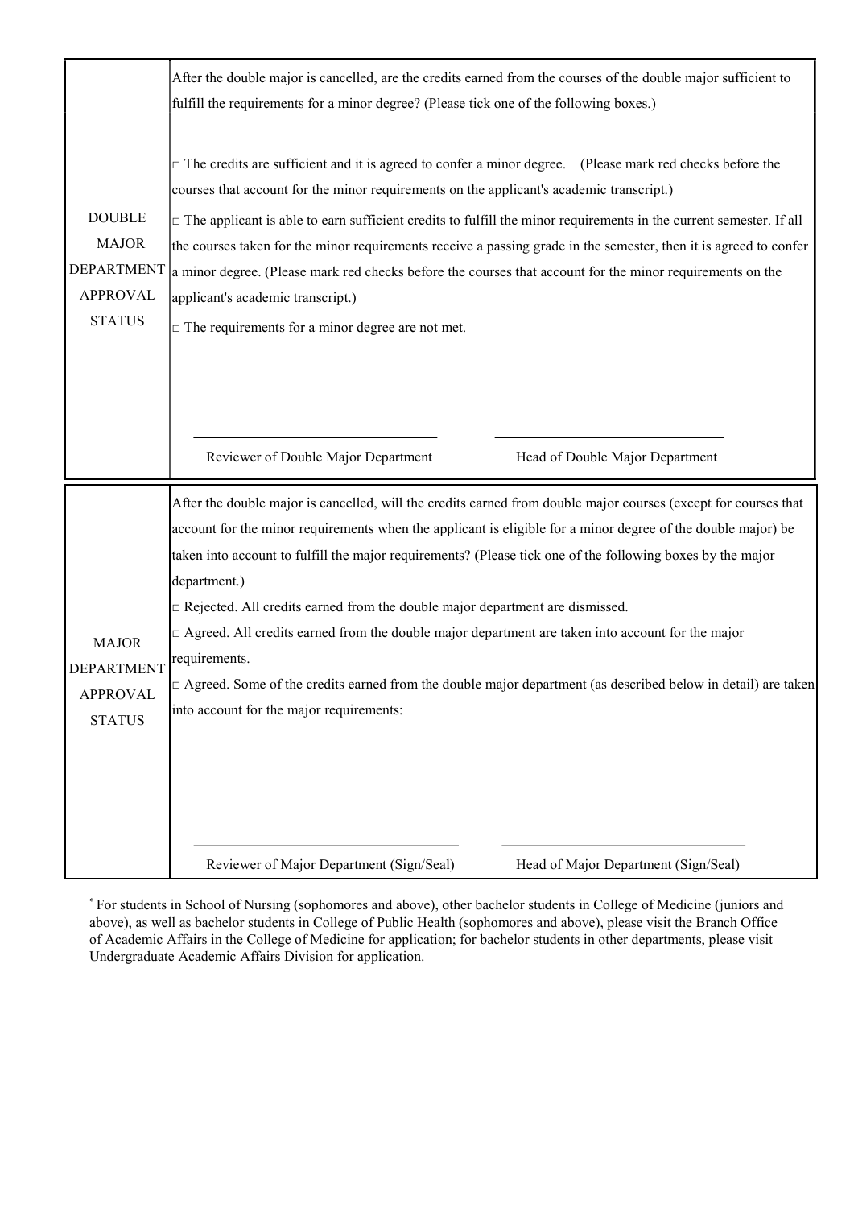| | |
|---|---|
| DOUBLE MAJOR DEPARTMENT APPROVAL STATUS | After the double major is cancelled, are the credits earned from the courses of the double major sufficient to fulfill the requirements for a minor degree? (Please tick one of the following boxes.)<br><br>□ The credits are sufficient and it is agreed to confer a minor degree. (Please mark red checks before the courses that account for the minor requirements on the applicant's academic transcript.)<br>□ The applicant is able to earn sufficient credits to fulfill the minor requirements in the current semester. If all the courses taken for the minor requirements receive a passing grade in the semester, then it is agreed to confer a minor degree. (Please mark red checks before the courses that account for the minor requirements on the applicant's academic transcript.)<br>□ The requirements for a minor degree are not met.<br><br>\_\_\_\_\_\_\_\_\_\_\_\_\_\_\_\_\_\_\_\_\_\_\_\_ \_\_\_\_\_\_\_\_\_\_\_\_\_\_\_\_\_\_\_\_\_\_\_\_<br>Reviewer of Double Major Department Head of Double Major Department |
| MAJOR DEPARTMENT APPROVAL STATUS | After the double major is cancelled, will the credits earned from double major courses (except for courses that account for the minor requirements when the applicant is eligible for a minor degree of the double major) be taken into account to fulfill the major requirements? (Please tick one of the following boxes by the major department.)<br>□ Rejected. All credits earned from the double major department are dismissed.<br>□ Agreed. All credits earned from the double major department are taken into account for the major requirements.<br>□ Agreed. Some of the credits earned from the double major department (as described below in detail) are taken into account for the major requirements:<br><br>\_\_\_\_\_\_\_\_\_\_\_\_\_\_\_\_\_\_\_\_\_\_\_\_ \_\_\_\_\_\_\_\_\_\_\_\_\_\_\_\_\_\_\_\_\_\_\_\_<br>Reviewer of Major Department (Sign/Seal) Head of Major Department (Sign/Seal) |

* For students in School of Nursing (sophomores and above), other bachelor students in College of Medicine (juniors and above), as well as bachelor students in College of Public Health (sophomores and above), please visit the Branch Office of Academic Affairs in the College of Medicine for application; for bachelor students in other departments, please visit Undergraduate Academic Affairs Division for application.